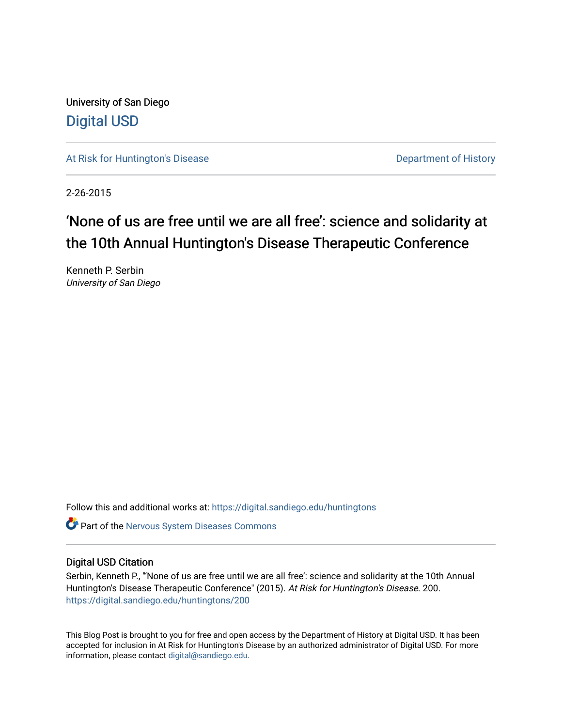University of San Diego

Digital USD

At Risk for Huntington's Disease

Department of History

2-26-2015

# 'None of us are free until we are all free': science and solidarity at the 10th Annual Huntington's Disease Therapeutic Conference

Kenneth P. Serbin

*University of San Diego*

Follow this and additional works at: https://digital.sandiego.edu/huntingtons

Part of the Nervous System Diseases Commons

## Digital USD Citation

Serbin, Kenneth P., "'None of us are free until we are all free': science and solidarity at the 10th Annual Huntington's Disease Therapeutic Conference" (2015). *At Risk for Huntington's Disease*. 200.
https://digital.sandiego.edu/huntingtons/200

This Blog Post is brought to you for free and open access by the Department of History at Digital USD. It has been accepted for inclusion in At Risk for Huntington's Disease by an authorized administrator of Digital USD. For more information, please contact digital@sandiego.edu.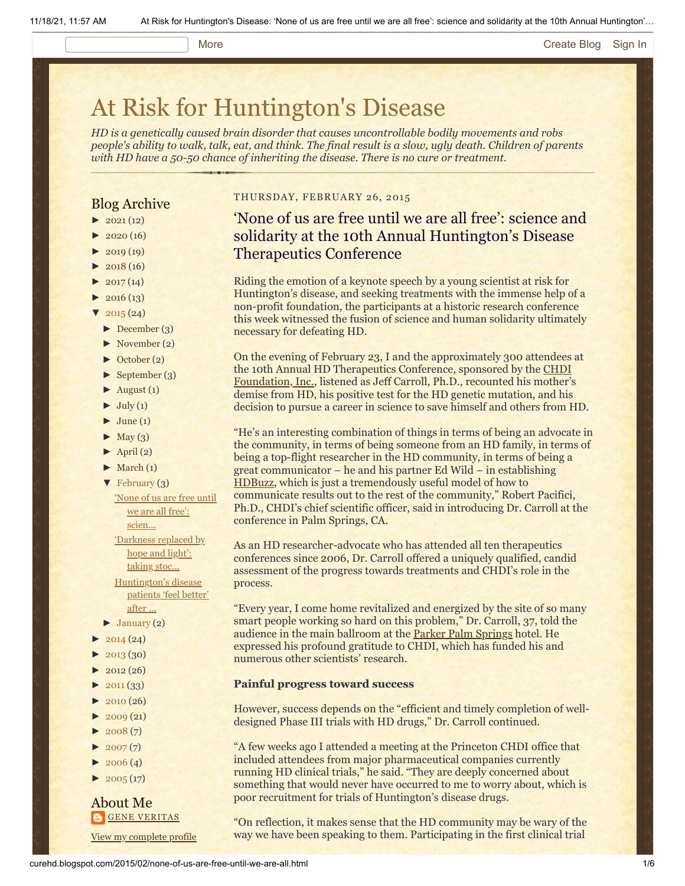# At Risk for Huntington's Disease

*HD is a genetically caused brain disorder that causes uncontrollable bodily movements and robs people's ability to walk, talk, eat, and think. The final result is a slow, ugly death. Children of parents with HD have a 50-50 chance of inheriting the disease. There is no cure or treatment.*

## Blog Archive

- ► 2021 (12)
- ► 2020 (16)
- ► 2019 (19)
- ► 2018 (16)
- ► 2017 (14)
- ► 2016 (13)
- ▼ 2015 (24)
  - ► December (3)
  - ► November (2)
  - ► October (2)
  - ► September (3)
  - ► August (1)
  - ► July (1)
  - ► June (1)
  - ► May (3)
  - ► April (2)
  - ► March (1)
  - ▼ February (3)
    - 'None of us are free until we are all free': scien...
    - 'Darkness replaced by hope and light': taking stoc...
    - Huntington's disease patients 'feel better' after ...
  - ► January (2)
- ► 2014 (24)
- ► 2013 (30)
- ► 2012 (26)
- ► 2011 (33)
- ► 2010 (26)
- ► 2009 (21)
- ► 2008 (7)
- ► 2007 (7)
- ► 2006 (4)
- ► 2005 (17)

## About Me

GENE VERITAS

View my complete profile

THURSDAY, FEBRUARY 26, 2015

## 'None of us are free until we are all free': science and solidarity at the 10th Annual Huntington's Disease Therapeutics Conference

Riding the emotion of a keynote speech by a young scientist at risk for Huntington's disease, and seeking treatments with the immense help of a non-profit foundation, the participants at a historic research conference this week witnessed the fusion of science and human solidarity ultimately necessary for defeating HD.

On the evening of February 23, I and the approximately 300 attendees at the 10th Annual HD Therapeutics Conference, sponsored by the CHDI Foundation, Inc., listened as Jeff Carroll, Ph.D., recounted his mother's demise from HD, his positive test for the HD genetic mutation, and his decision to pursue a career in science to save himself and others from HD.

"He's an interesting combination of things in terms of being an advocate in the community, in terms of being someone from an HD family, in terms of being a top-flight researcher in the HD community, in terms of being a great communicator – he and his partner Ed Wild – in establishing HDBuzz, which is just a tremendously useful model of how to communicate results out to the rest of the community," Robert Pacifici, Ph.D., CHDI's chief scientific officer, said in introducing Dr. Carroll at the conference in Palm Springs, CA.

As an HD researcher-advocate who has attended all ten therapeutics conferences since 2006, Dr. Carroll offered a uniquely qualified, candid assessment of the progress towards treatments and CHDI's role in the process.

"Every year, I come home revitalized and energized by the site of so many smart people working so hard on this problem," Dr. Carroll, 37, told the audience in the main ballroom at the Parker Palm Springs hotel. He expressed his profound gratitude to CHDI, which has funded his and numerous other scientists' research.

**Painful progress toward success**

However, success depends on the "efficient and timely completion of well-designed Phase III trials with HD drugs," Dr. Carroll continued.

"A few weeks ago I attended a meeting at the Princeton CHDI office that included attendees from major pharmaceutical companies currently running HD clinical trials," he said. "They are deeply concerned about something that would never have occurred to me to worry about, which is poor recruitment for trials of Huntington's disease drugs.

"On reflection, it makes sense that the HD community may be wary of the way we have been speaking to them. Participating in the first clinical trial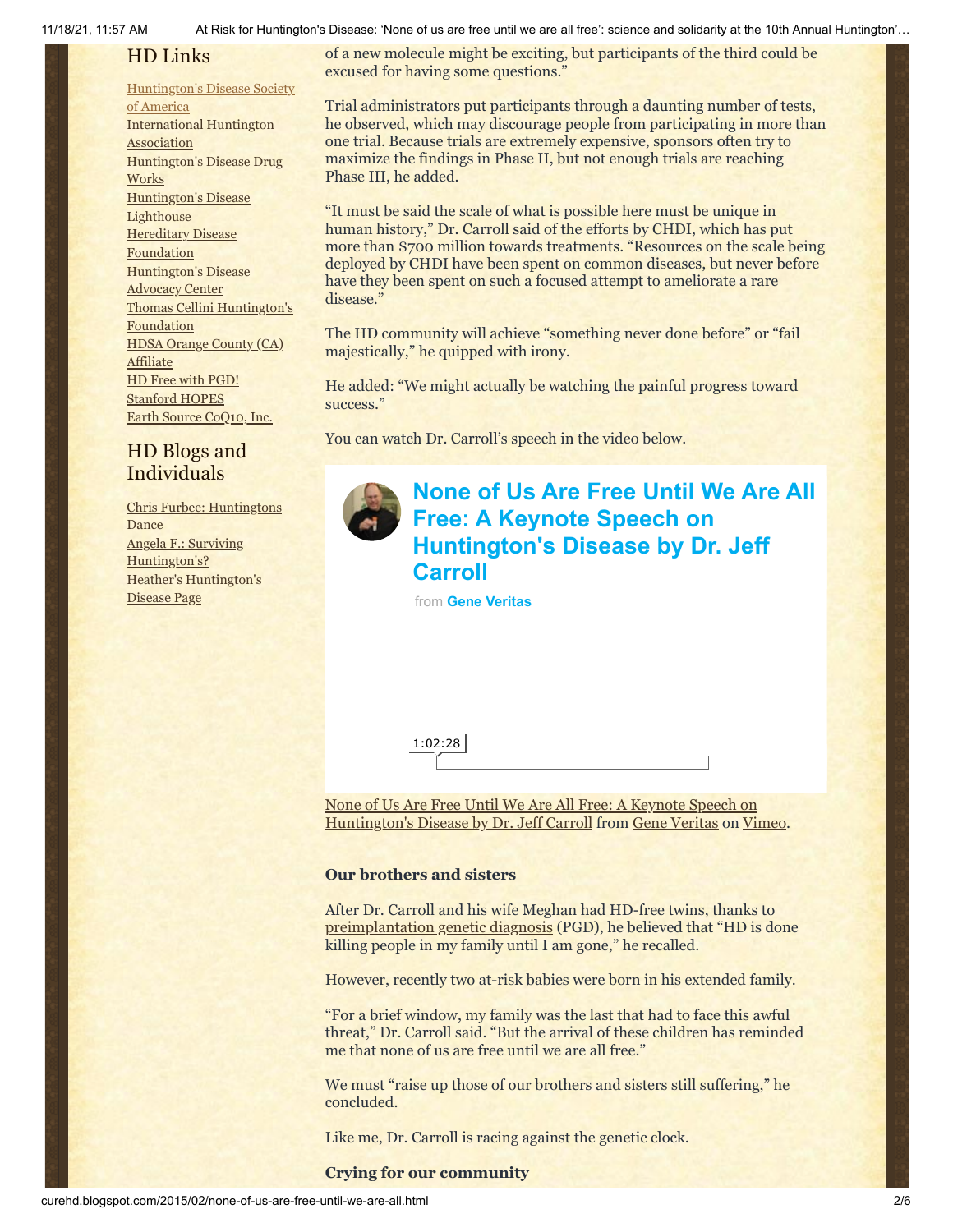## HD Links

[Huntington's Disease Society of America]
International Huntington Association
Huntington's Disease Drug Works
Huntington's Disease Lighthouse
Hereditary Disease Foundation
Huntington's Disease Advocacy Center
Thomas Cellini Huntington's Foundation
HDSA Orange County (CA) Affiliate
HD Free with PGD!
Stanford HOPES
Earth Source CoQ10, Inc.

## HD Blogs and Individuals

Chris Furbee: Huntingtons Dance
Angela F.: Surviving Huntington's?
Heather's Huntington's Disease Page

of a new molecule might be exciting, but participants of the third could be excused for having some questions."

Trial administrators put participants through a daunting number of tests, he observed, which may discourage people from participating in more than one trial. Because trials are extremely expensive, sponsors often try to maximize the findings in Phase II, but not enough trials are reaching Phase III, he added.

"It must be said the scale of what is possible here must be unique in human history," Dr. Carroll said of the efforts by CHDI, which has put more than $700 million towards treatments. "Resources on the scale being deployed by CHDI have been spent on common diseases, but never before have they been spent on such a focused attempt to ameliorate a rare disease."

The HD community will achieve "something never done before" or "fail majestically," he quipped with irony.

He added: "We might actually be watching the painful progress toward success."

You can watch Dr. Carroll's speech in the video below.

**None of Us Are Free Until We Are All Free: A Keynote Speech on Huntington's Disease by Dr. Jeff Carroll**

from **Gene Veritas**

1:02:28

None of Us Are Free Until We Are All Free: A Keynote Speech on Huntington's Disease by Dr. Jeff Carroll from Gene Veritas on Vimeo.

### Our brothers and sisters

After Dr. Carroll and his wife Meghan had HD-free twins, thanks to preimplantation genetic diagnosis (PGD), he believed that "HD is done killing people in my family until I am gone," he recalled.

However, recently two at-risk babies were born in his extended family.

"For a brief window, my family was the last that had to face this awful threat," Dr. Carroll said. "But the arrival of these children has reminded me that none of us are free until we are all free."

We must "raise up those of our brothers and sisters still suffering," he concluded.

Like me, Dr. Carroll is racing against the genetic clock.

### Crying for our community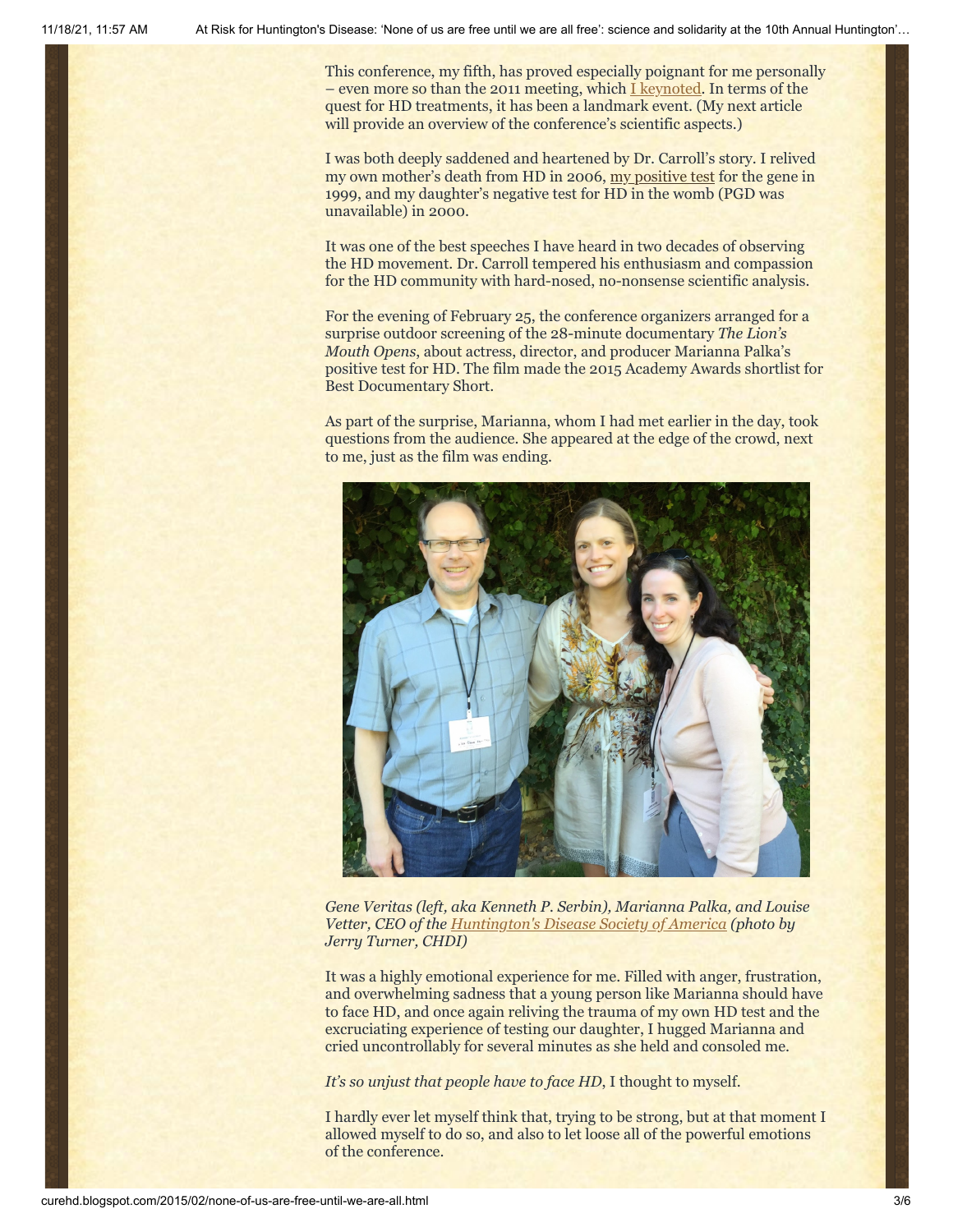This conference, my fifth, has proved especially poignant for me personally – even more so than the 2011 meeting, which I keynoted. In terms of the quest for HD treatments, it has been a landmark event. (My next article will provide an overview of the conference's scientific aspects.)

I was both deeply saddened and heartened by Dr. Carroll's story. I relived my own mother's death from HD in 2006, my positive test for the gene in 1999, and my daughter's negative test for HD in the womb (PGD was unavailable) in 2000.

It was one of the best speeches I have heard in two decades of observing the HD movement. Dr. Carroll tempered his enthusiasm and compassion for the HD community with hard-nosed, no-nonsense scientific analysis.

For the evening of February 25, the conference organizers arranged for a surprise outdoor screening of the 28-minute documentary *The Lion's Mouth Opens*, about actress, director, and producer Marianna Palka's positive test for HD. The film made the 2015 Academy Awards shortlist for Best Documentary Short.

As part of the surprise, Marianna, whom I had met earlier in the day, took questions from the audience. She appeared at the edge of the crowd, next to me, just as the film was ending.

*Gene Veritas (left, aka Kenneth P. Serbin), Marianna Palka, and Louise Vetter, CEO of the Huntington's Disease Society of America (photo by Jerry Turner, CHDI)*

It was a highly emotional experience for me. Filled with anger, frustration, and overwhelming sadness that a young person like Marianna should have to face HD, and once again reliving the trauma of my own HD test and the excruciating experience of testing our daughter, I hugged Marianna and cried uncontrollably for several minutes as she held and consoled me.

*It's so unjust that people have to face HD*, I thought to myself.

I hardly ever let myself think that, trying to be strong, but at that moment I allowed myself to do so, and also to let loose all of the powerful emotions of the conference.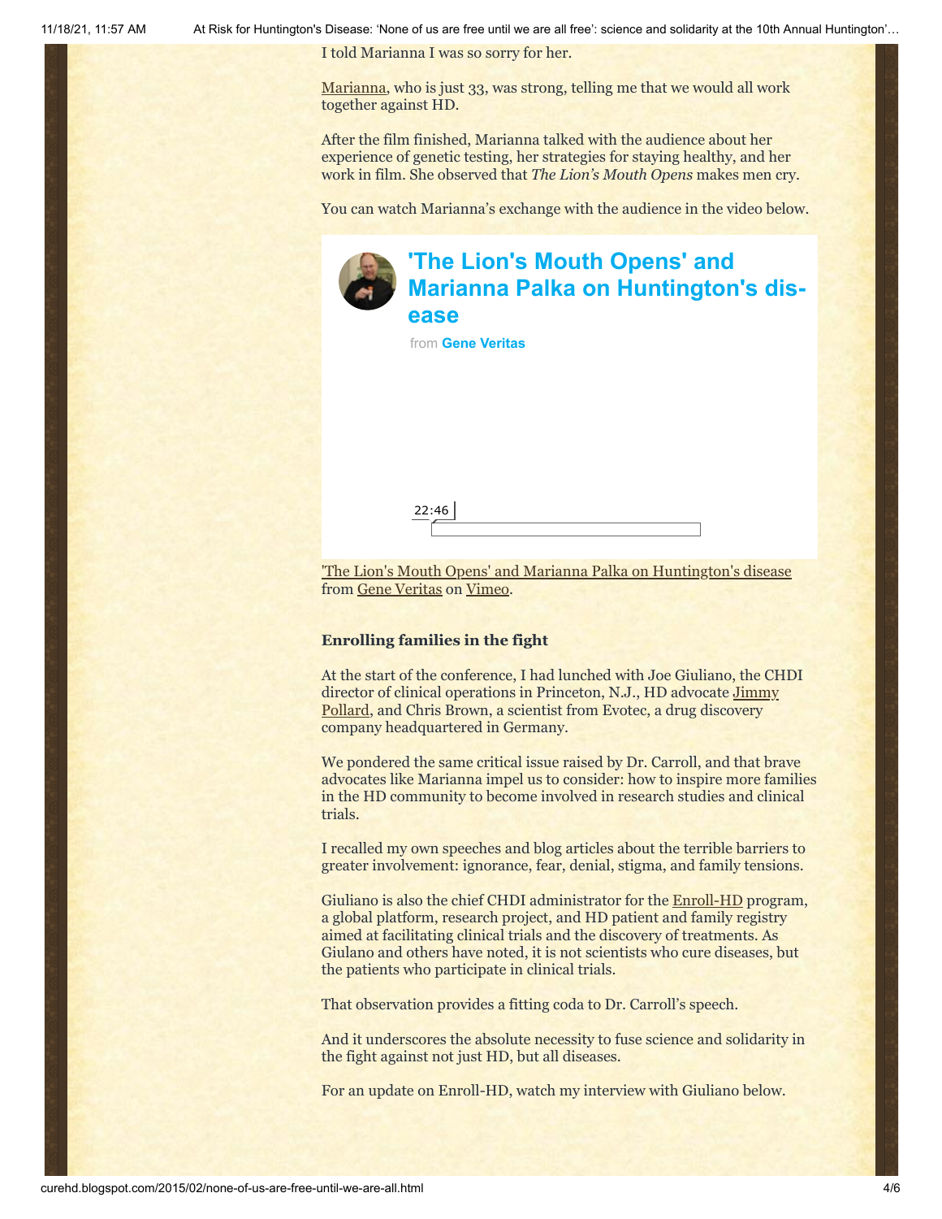I told Marianna I was so sorry for her.

Marianna, who is just 33, was strong, telling me that we would all work together against HD.

After the film finished, Marianna talked with the audience about her experience of genetic testing, her strategies for staying healthy, and her work in film. She observed that *The Lion's Mouth Opens* makes men cry.

You can watch Marianna's exchange with the audience in the video below.

**'The Lion's Mouth Opens' and Marianna Palka on Huntington's disease**

from **Gene Veritas**

22:46

'The Lion's Mouth Opens' and Marianna Palka on Huntington's disease from Gene Veritas on Vimeo.

**Enrolling families in the fight**

At the start of the conference, I had lunched with Joe Giuliano, the CHDI director of clinical operations in Princeton, N.J., HD advocate Jimmy Pollard, and Chris Brown, a scientist from Evotec, a drug discovery company headquartered in Germany.

We pondered the same critical issue raised by Dr. Carroll, and that brave advocates like Marianna impel us to consider: how to inspire more families in the HD community to become involved in research studies and clinical trials.

I recalled my own speeches and blog articles about the terrible barriers to greater involvement: ignorance, fear, denial, stigma, and family tensions.

Giuliano is also the chief CHDI administrator for the Enroll-HD program, a global platform, research project, and HD patient and family registry aimed at facilitating clinical trials and the discovery of treatments. As Giulano and others have noted, it is not scientists who cure diseases, but the patients who participate in clinical trials.

That observation provides a fitting coda to Dr. Carroll's speech.

And it underscores the absolute necessity to fuse science and solidarity in the fight against not just HD, but all diseases.

For an update on Enroll-HD, watch my interview with Giuliano below.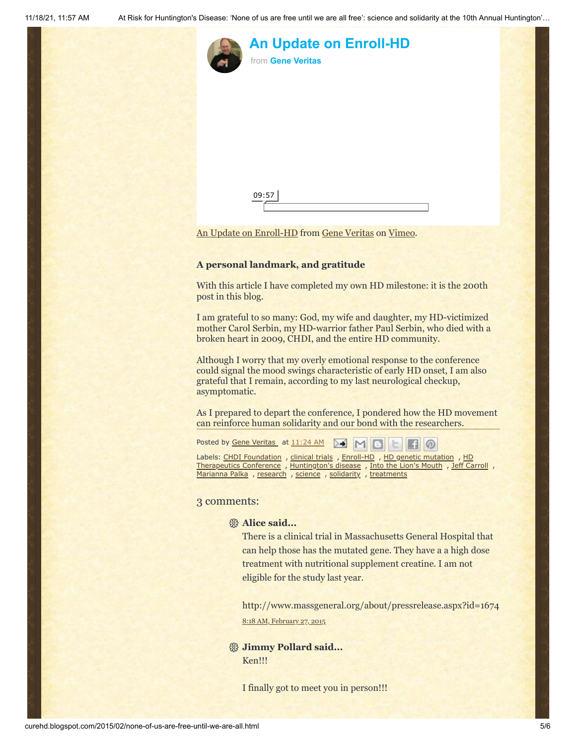## An Update on Enroll-HD

from **Gene Veritas**

09:57

An Update on Enroll-HD from Gene Veritas on Vimeo.

### A personal landmark, and gratitude

With this article I have completed my own HD milestone: it is the 200th post in this blog.

I am grateful to so many: God, my wife and daughter, my HD-victimized mother Carol Serbin, my HD-warrior father Paul Serbin, who died with a broken heart in 2009, CHDI, and the entire HD community.

Although I worry that my overly emotional response to the conference could signal the mood swings characteristic of early HD onset, I am also grateful that I remain, according to my last neurological checkup, asymptomatic.

As I prepared to depart the conference, I pondered how the HD movement can reinforce human solidarity and our bond with the researchers.

Posted by Gene Veritas at 11:24 AM

Labels: CHDI Foundation , clinical trials , Enroll-HD , HD genetic mutation , HD Therapeutics Conference , Huntington's disease , Into the Lion's Mouth , Jeff Carroll , Marianna Palka , research , science , solidarity , treatments

## 3 comments:

**Alice said...**

There is a clinical trial in Massachusetts General Hospital that can help those has the mutated gene. They have a a high dose treatment with nutritional supplement creatine. I am not eligible for the study last year.

http://www.massgeneral.org/about/pressrelease.aspx?id=1674

8:18 AM, February 27, 2015

**Jimmy Pollard said...**

Ken!!!

I finally got to meet you in person!!!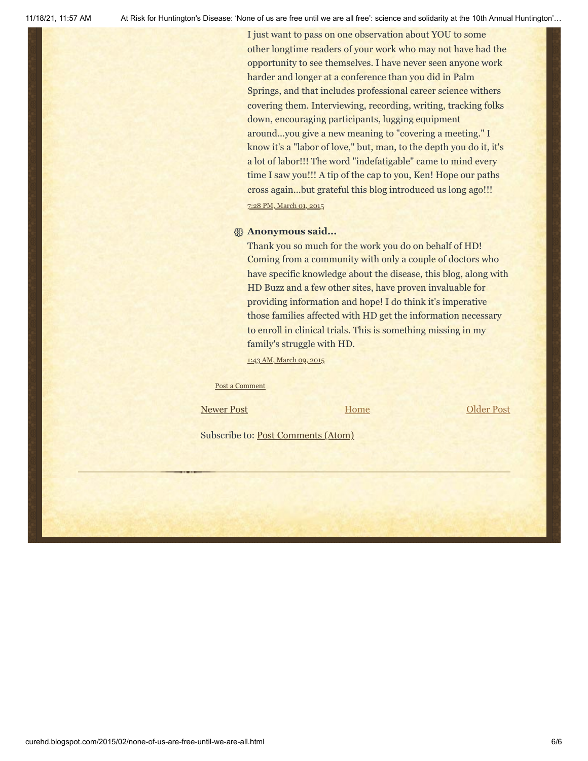I just want to pass on one observation about YOU to some other longtime readers of your work who may not have had the opportunity to see themselves. I have never seen anyone work harder and longer at a conference than you did in Palm Springs, and that includes professional career science withers covering them. Interviewing, recording, writing, tracking folks down, encouraging participants, lugging equipment around...you give a new meaning to "covering a meeting." I know it's a "labor of love," but, man, to the depth you do it, it's a lot of labor!!! The word "indefatigable" came to mind every time I saw you!!! A tip of the cap to you, Ken! Hope our paths cross again...but grateful this blog introduced us long ago!!!

7:28 PM, March 01, 2015

**Anonymous said...**

Thank you so much for the work you do on behalf of HD! Coming from a community with only a couple of doctors who have specific knowledge about the disease, this blog, along with HD Buzz and a few other sites, have proven invaluable for providing information and hope! I do think it's imperative those families affected with HD get the information necessary to enroll in clinical trials. This is something missing in my family's struggle with HD.

1:43 AM, March 09, 2015

Post a Comment

Newer Post | Home | Older Post

Subscribe to: Post Comments (Atom)